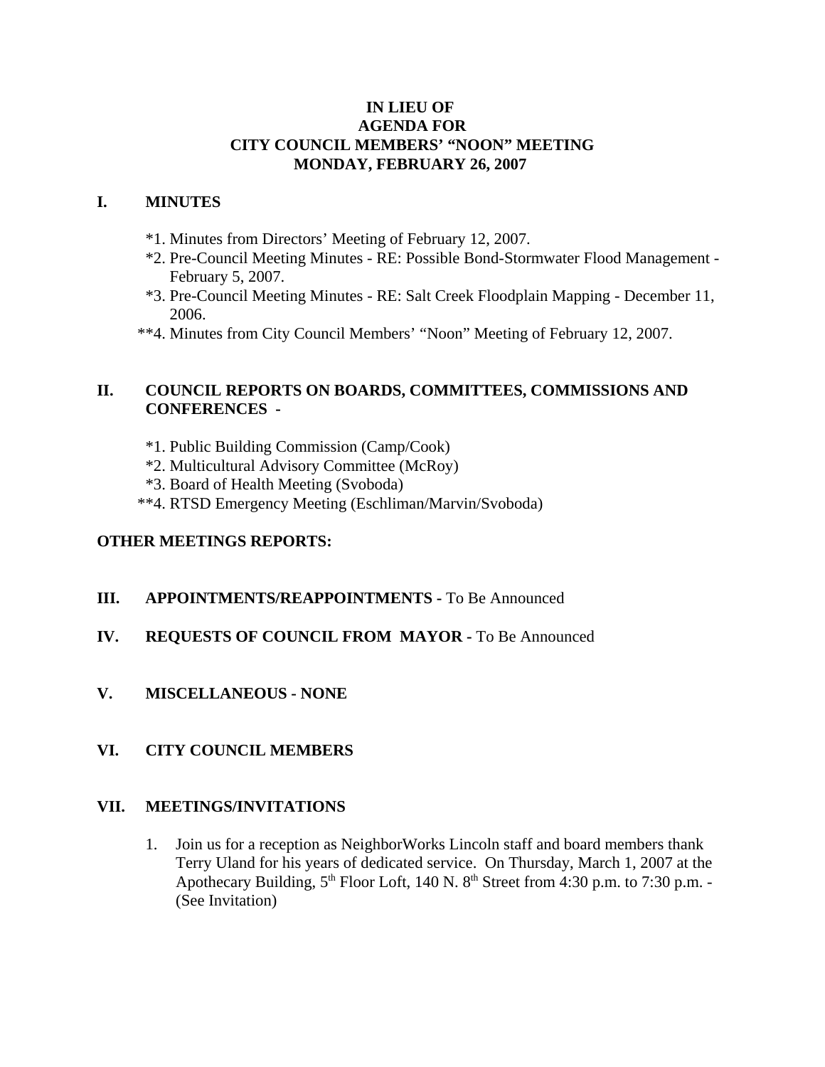# IN LIEU OF
# AGENDA FOR
# CITY COUNCIL MEMBERS' "NOON" MEETING
# MONDAY, FEBRUARY 26, 2007

## I. MINUTES

*1. Minutes from Directors' Meeting of February 12, 2007.

*2. Pre-Council Meeting Minutes - RE: Possible Bond-Stormwater Flood Management - February 5, 2007.

*3. Pre-Council Meeting Minutes - RE: Salt Creek Floodplain Mapping - December 11, 2006.

**4. Minutes from City Council Members' "Noon" Meeting of February 12, 2007.

## II. COUNCIL REPORTS ON BOARDS, COMMITTEES, COMMISSIONS AND CONFERENCES -

*1. Public Building Commission (Camp/Cook)

*2. Multicultural Advisory Committee (McRoy)

*3. Board of Health Meeting (Svoboda)

**4. RTSD Emergency Meeting (Eschliman/Marvin/Svoboda)

## OTHER MEETINGS REPORTS:

## III. APPOINTMENTS/REAPPOINTMENTS - To Be Announced

## IV. REQUESTS OF COUNCIL FROM MAYOR - To Be Announced

## V. MISCELLANEOUS - NONE

## VI. CITY COUNCIL MEMBERS

## VII. MEETINGS/INVITATIONS

1. Join us for a reception as NeighborWorks Lincoln staff and board members thank Terry Uland for his years of dedicated service. On Thursday, March 1, 2007 at the Apothecary Building, 5th Floor Loft, 140 N. 8th Street from 4:30 p.m. to 7:30 p.m. - (See Invitation)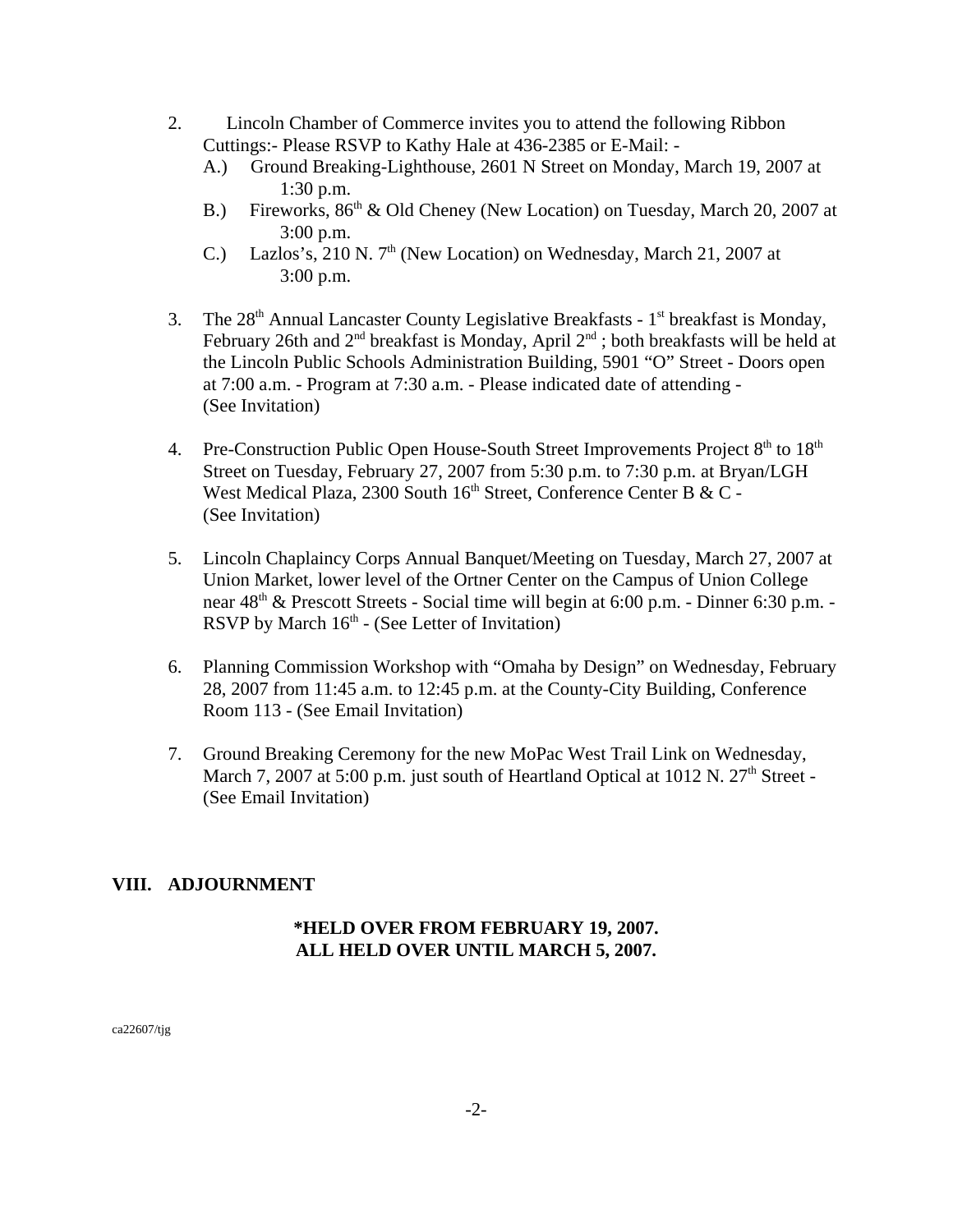2. Lincoln Chamber of Commerce invites you to attend the following Ribbon Cuttings:- Please RSVP to Kathy Hale at 436-2385 or E-Mail: -
   A.) Ground Breaking-Lighthouse, 2601 N Street on Monday, March 19, 2007 at 1:30 p.m.
   B.) Fireworks, 86th & Old Cheney (New Location) on Tuesday, March 20, 2007 at 3:00 p.m.
   C.) Lazlos's, 210 N. 7th (New Location) on Wednesday, March 21, 2007 at 3:00 p.m.

3. The 28th Annual Lancaster County Legislative Breakfasts - 1st breakfast is Monday, February 26th and 2nd breakfast is Monday, April 2nd ; both breakfasts will be held at the Lincoln Public Schools Administration Building, 5901 "O" Street - Doors open at 7:00 a.m. - Program at 7:30 a.m. - Please indicated date of attending - (See Invitation)

4. Pre-Construction Public Open House-South Street Improvements Project 8th to 18th Street on Tuesday, February 27, 2007 from 5:30 p.m. to 7:30 p.m. at Bryan/LGH West Medical Plaza, 2300 South 16th Street, Conference Center B & C - (See Invitation)

5. Lincoln Chaplaincy Corps Annual Banquet/Meeting on Tuesday, March 27, 2007 at Union Market, lower level of the Ortner Center on the Campus of Union College near 48th & Prescott Streets - Social time will begin at 6:00 p.m. - Dinner 6:30 p.m. - RSVP by March 16th - (See Letter of Invitation)

6. Planning Commission Workshop with "Omaha by Design" on Wednesday, February 28, 2007 from 11:45 a.m. to 12:45 p.m. at the County-City Building, Conference Room 113 - (See Email Invitation)

7. Ground Breaking Ceremony for the new MoPac West Trail Link on Wednesday, March 7, 2007 at 5:00 p.m. just south of Heartland Optical at 1012 N. 27th Street - (See Email Invitation)

## VIII. ADJOURNMENT

**\*HELD OVER FROM FEBRUARY 19, 2007.**
**ALL HELD OVER UNTIL MARCH 5, 2007.**

ca22607/tjg